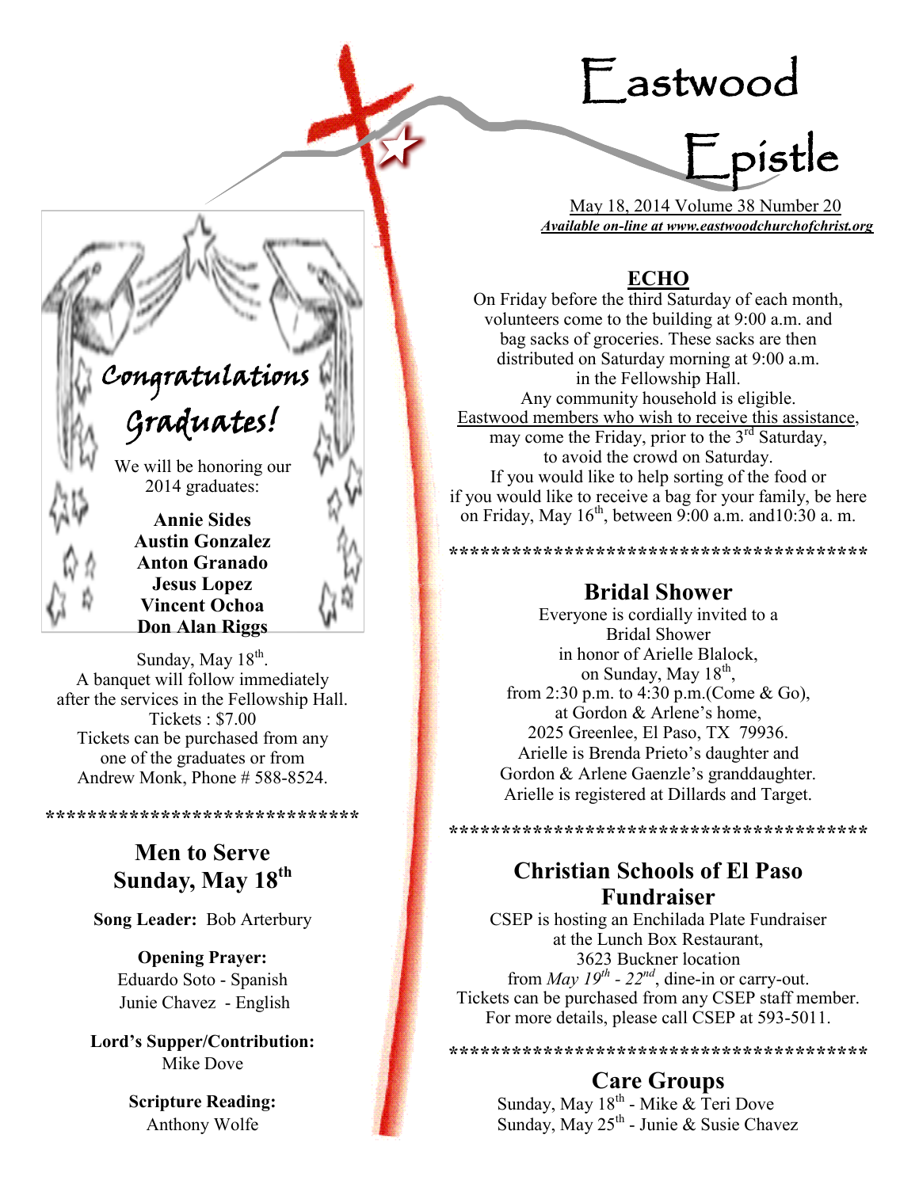# Eastwood Epistle

May 18, 2014 Volume 38 Number 20

***Available on-line at www.eastwoodchurchofchrist.org***

## Congratulations Graduates!

We will be honoring our 2014 graduates:

**Annie Sides**
**Austin Gonzalez**
**Anton Granado**
**Jesus Lopez**
**Vincent Ochoa**
**Don Alan Riggs**

Sunday, May 18th.
A banquet will follow immediately after the services in the Fellowship Hall.
Tickets : $7.00
Tickets can be purchased from any one of the graduates or from Andrew Monk, Phone # 588-8524.

*****************************

## Men to Serve Sunday, May 18th

**Song Leader:** Bob Arterbury

**Opening Prayer:**
Eduardo Soto - Spanish
Junie Chavez - English

**Lord's Supper/Contribution:**
Mike Dove

**Scripture Reading:**
Anthony Wolfe

## ECHO

On Friday before the third Saturday of each month, volunteers come to the building at 9:00 a.m. and bag sacks of groceries. These sacks are then distributed on Saturday morning at 9:00 a.m. in the Fellowship Hall.
Any community household is eligible.
Eastwood members who wish to receive this assistance, may come the Friday, prior to the 3rd Saturday, to avoid the crowd on Saturday.
If you would like to help sorting of the food or if you would like to receive a bag for your family, be here on Friday, May 16th, between 9:00 a.m. and10:30 a. m.

****************************************

## Bridal Shower

Everyone is cordially invited to a Bridal Shower in honor of Arielle Blalock, on Sunday, May 18th, from 2:30 p.m. to 4:30 p.m.(Come & Go), at Gordon & Arlene's home, 2025 Greenlee, El Paso, TX 79936.
Arielle is Brenda Prieto's daughter and Gordon & Arlene Gaenzle's granddaughter.
Arielle is registered at Dillards and Target.

****************************************

## Christian Schools of El Paso Fundraiser

CSEP is hosting an Enchilada Plate Fundraiser at the Lunch Box Restaurant, 3623 Buckner location from *May 19th - 22nd*, dine-in or carry-out.
Tickets can be purchased from any CSEP staff member.
For more details, please call CSEP at 593-5011.

****************************************

## Care Groups

Sunday, May 18th - Mike & Teri Dove
Sunday, May 25th - Junie & Susie Chavez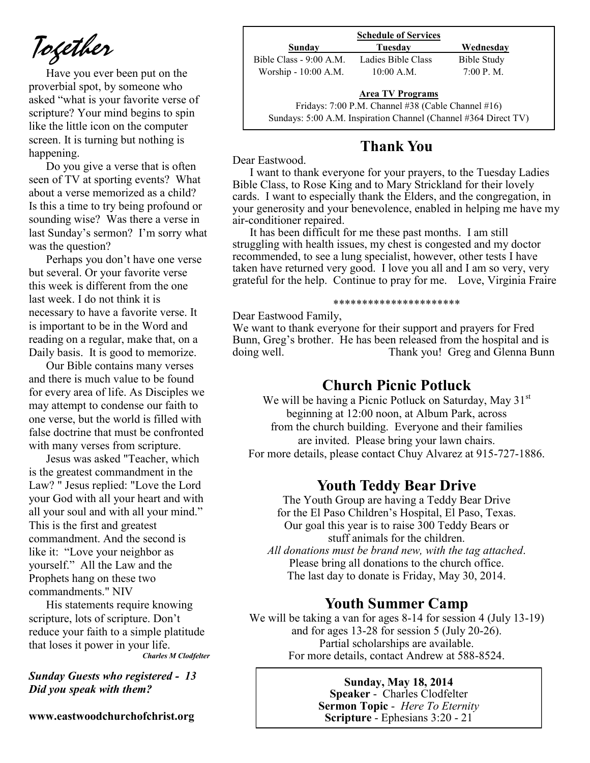# Together

Have you ever been put on the proverbial spot, by someone who asked "what is your favorite verse of scripture? Your mind begins to spin like the little icon on the computer screen. It is turning but nothing is happening.

Do you give a verse that is often seen of TV at sporting events? What about a verse memorized as a child? Is this a time to try being profound or sounding wise? Was there a verse in last Sunday's sermon? I'm sorry what was the question?

Perhaps you don't have one verse but several. Or your favorite verse this week is different from the one last week. I do not think it is necessary to have a favorite verse. It is important to be in the Word and reading on a regular, make that, on a Daily basis. It is good to memorize.

Our Bible contains many verses and there is much value to be found for every area of life. As Disciples we may attempt to condense our faith to one verse, but the world is filled with false doctrine that must be confronted with many verses from scripture.

Jesus was asked "Teacher, which is the greatest commandment in the Law? " Jesus replied: "Love the Lord your God with all your heart and with all your soul and with all your mind." This is the first and greatest commandment. And the second is like it: "Love your neighbor as yourself." All the Law and the Prophets hang on these two commandments." NIV

His statements require knowing scripture, lots of scripture. Don't reduce your faith to a simple platitude that loses it power in your life.

***Charles M Clodfelter***

***Sunday Guests who registered - 13***
***Did you speak with them?***

**www.eastwoodchurchofchrist.org**

---

**Schedule of Services**

| Sunday | Tuesday | Wednesday |
|---|---|---|
| Bible Class - 9:00 A.M. | Ladies Bible Class | Bible Study |
| Worship - 10:00 A.M. | 10:00 A.M. | 7:00 P. M. |

**Area TV Programs**

Fridays: 7:00 P.M. Channel #38 (Cable Channel #16)
Sundays: 5:00 A.M. Inspiration Channel (Channel #364 Direct TV)

## Thank You

Dear Eastwood.

I want to thank everyone for your prayers, to the Tuesday Ladies Bible Class, to Rose King and to Mary Strickland for their lovely cards. I want to especially thank the Elders, and the congregation, in your generosity and your benevolence, enabled in helping me have my air-conditioner repaired.

It has been difficult for me these past months. I am still struggling with health issues, my chest is congested and my doctor recommended, to see a lung specialist, however, other tests I have taken have returned very good. I love you all and I am so very, very grateful for the help. Continue to pray for me. Love, Virginia Fraire

**********************

Dear Eastwood Family,

We want to thank everyone for their support and prayers for Fred Bunn, Greg's brother. He has been released from the hospital and is doing well. Thank you! Greg and Glenna Bunn

## Church Picnic Potluck

We will be having a Picnic Potluck on Saturday, May 31st beginning at 12:00 noon, at Album Park, across from the church building. Everyone and their families are invited. Please bring your lawn chairs.
For more details, please contact Chuy Alvarez at 915-727-1886.

## Youth Teddy Bear Drive

The Youth Group are having a Teddy Bear Drive for the El Paso Children's Hospital, El Paso, Texas. Our goal this year is to raise 300 Teddy Bears or stuff animals for the children.
*All donations must be brand new, with the tag attached*.
Please bring all donations to the church office.
The last day to donate is Friday, May 30, 2014.

## Youth Summer Camp

We will be taking a van for ages 8-14 for session 4 (July 13-19) and for ages 13-28 for session 5 (July 20-26).
Partial scholarships are available.
For more details, contact Andrew at 588-8524.

**Sunday, May 18, 2014**
**Speaker** - Charles Clodfelter
**Sermon Topic** - *Here To Eternity*
**Scripture** - Ephesians 3:20 - 21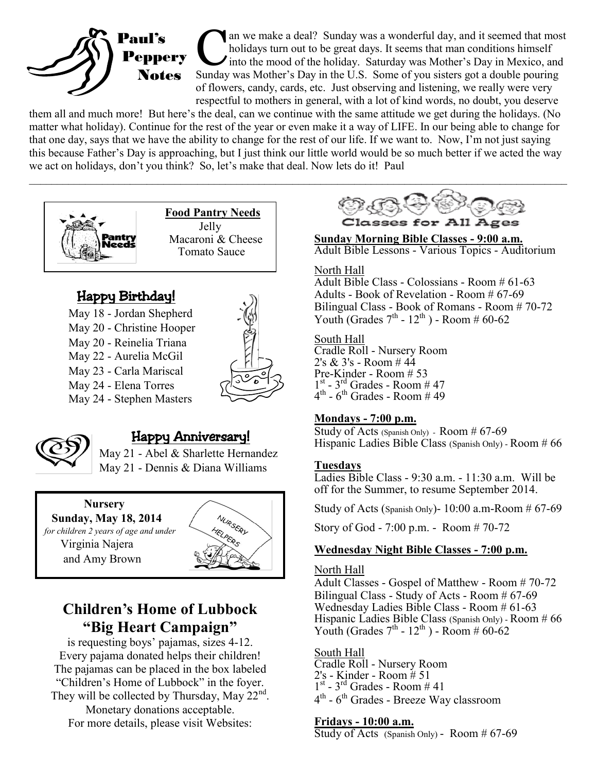## Paul's Peppery Notes

Can we make a deal? Sunday was a wonderful day, and it seemed that most holidays turn out to be great days. It seems that man conditions himself into the mood of the holiday. Saturday was Mother's Day in Mexico, and Sunday was Mother's Day in the U.S. Some of you sisters got a double pouring of flowers, candy, cards, etc. Just observing and listening, we really were very respectful to mothers in general, with a lot of kind words, no doubt, you deserve them all and much more! But here's the deal, can we continue with the same attitude we get during the holidays. (No matter what holiday). Continue for the rest of the year or even make it a way of LIFE. In our being able to change for that one day, says that we have the ability to change for the rest of our life. If we want to. Now, I'm not just saying this because Father's Day is approaching, but I just think our little world would be so much better if we acted the way we act on holidays, don't you think? So, let's make that deal. Now lets do it! Paul

---

**Food Pantry Needs**

Jelly
Macaroni & Cheese
Tomato Sauce

### Happy Birthday!

May 18 - Jordan Shepherd
May 20 - Christine Hooper
May 20 - Reinelia Triana
May 22 - Aurelia McGil
May 23 - Carla Mariscal
May 24 - Elena Torres
May 24 - Stephen Masters

### Happy Anniversary!

May 21 - Abel & Sharlette Hernandez
May 21 - Dennis & Diana Williams

**Nursery**
**Sunday, May 18, 2014**
*for children 2 years of age and under*
Virginia Najera
and Amy Brown

## Children's Home of Lubbock "Big Heart Campaign"

is requesting boys' pajamas, sizes 4-12. Every pajama donated helps their children! The pajamas can be placed in the box labeled "Children's Home of Lubbock" in the foyer. They will be collected by Thursday, May 22nd. Monetary donations acceptable. For more details, please visit Websites:

## Classes for All Ages

**Sunday Morning Bible Classes - 9:00 a.m.**
Adult Bible Lessons - Various Topics - Auditorium

North Hall
Adult Bible Class - Colossians - Room # 61-63
Adults - Book of Revelation - Room # 67-69
Bilingual Class - Book of Romans - Room # 70-72
Youth (Grades 7th - 12th ) - Room # 60-62

South Hall
Cradle Roll - Nursery Room
2's & 3's - Room # 44
Pre-Kinder - Room # 53
1st - 3rd Grades - Room # 47
4th - 6th Grades - Room # 49

**Mondays - 7:00 p.m.**
Study of Acts (Spanish Only) - Room # 67-69
Hispanic Ladies Bible Class (Spanish Only) - Room # 66

**Tuesdays**
Ladies Bible Class - 9:30 a.m. - 11:30 a.m. Will be off for the Summer, to resume September 2014.

Study of Acts (Spanish Only)- 10:00 a.m-Room # 67-69

Story of God - 7:00 p.m. - Room # 70-72

**Wednesday Night Bible Classes - 7:00 p.m.**

North Hall
Adult Classes - Gospel of Matthew - Room # 70-72
Bilingual Class - Study of Acts - Room # 67-69
Wednesday Ladies Bible Class - Room # 61-63
Hispanic Ladies Bible Class (Spanish Only) - Room # 66
Youth (Grades 7th - 12th ) - Room # 60-62

South Hall
Cradle Roll - Nursery Room
2's - Kinder - Room # 51
1st - 3rd Grades - Room # 41
4th - 6th Grades - Breeze Way classroom

**Fridays - 10:00 a.m.**
Study of Acts (Spanish Only) - Room # 67-69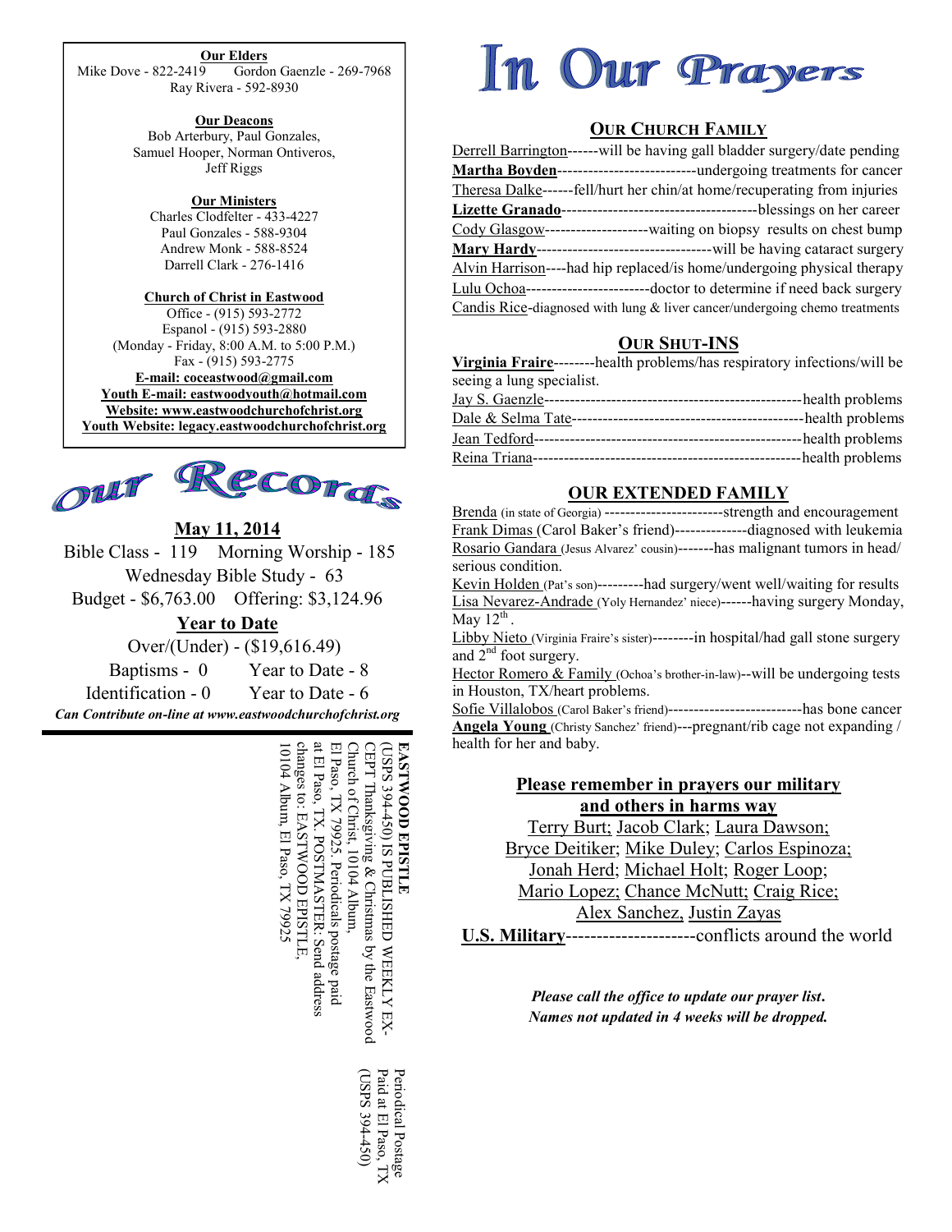**Our Elders**

Mike Dove - 822-2419 Gordon Gaenzle - 269-7968
Ray Rivera - 592-8930

**Our Deacons**

Bob Arterbury, Paul Gonzales, Samuel Hooper, Norman Ontiveros, Jeff Riggs

**Our Ministers**

Charles Clodfelter - 433-4227
Paul Gonzales - 588-9304
Andrew Monk - 588-8524
Darrell Clark - 276-1416

**Church of Christ in Eastwood**

Office - (915) 593-2772
Espanol - (915) 593-2880
(Monday - Friday, 8:00 A.M. to 5:00 P.M.)
Fax - (915) 593-2775
**E-mail: coceastwood@gmail.com**
**Youth E-mail: eastwoodyouth@hotmail.com**
**Website: www.eastwoodchurchofchrist.org**
**Youth Website: legacy.eastwoodchurchofchrist.org**

# Our Records

**May 11, 2014**

Bible Class - 119 Morning Worship - 185
Wednesday Bible Study - 63
Budget - $6,763.00 Offering: $3,124.96

**Year to Date**

Over/(Under) - ($19,616.49)
Baptisms - 0 Year to Date - 8
Identification - 0 Year to Date - 6

***Can Contribute on-line at www.eastwoodchurchofchrist.org***

**EASTWOOD EPISTLE** (USPS 394-450) IS PUBLISHED WEEKLY EXCEPT Thanksgiving & Christmas by the Eastwood Church of Christ, 10104 Album, El Paso, TX 79925. Periodicals postage paid at El Paso, TX. POSTMASTER: Send address changes to: EASTWOOD EPISTLE, 10104 Album, El Paso, TX 79925

Periodical Postage Paid at El Paso, TX (USPS 394-450)

# In Our Prayers

## Our Church Family

Derrell Barrington------will be having gall bladder surgery/date pending
**Martha Boyden**---------------------------undergoing treatments for cancer
Theresa Dalke------fell/hurt her chin/at home/recuperating from injuries
**Lizette Granado**--------------------------------------blessings on her career
Cody Glasgow--------------------waiting on biopsy results on chest bump
**Mary Hardy**----------------------------------will be having cataract surgery
Alvin Harrison----had hip replaced/is home/undergoing physical therapy
Lulu Ochoa------------------------doctor to determine if need back surgery
Candis Rice-diagnosed with lung & liver cancer/undergoing chemo treatments

## Our Shut-Ins

**Virginia Fraire**--------health problems/has respiratory infections/will be seeing a lung specialist.
Jay S. Gaenzle--------------------------------------------------health problems
Dale & Selma Tate---------------------------------------------health problems
Jean Tedford----------------------------------------------------health problems
Reina Triana----------------------------------------------------health problems

## OUR EXTENDED FAMILY

Brenda (in state of Georgia) -----------------------strength and encouragement
Frank Dimas (Carol Baker's friend)--------------diagnosed with leukemia
Rosario Gandara (Jesus Alvarez' cousin)-------has malignant tumors in head/ serious condition.
Kevin Holden (Pat's son)---------had surgery/went well/waiting for results
Lisa Nevarez-Andrade (Yoly Hernandez' niece)------having surgery Monday, May 12th.
Libby Nieto (Virginia Fraire's sister)--------in hospital/had gall stone surgery and 2nd foot surgery.
Hector Romero & Family (Ochoa's brother-in-law)--will be undergoing tests in Houston, TX/heart problems.
Sofie Villalobos (Carol Baker's friend)--------------------------has bone cancer
**Angela Young** (Christy Sanchez' friend)---pregnant/rib cage not expanding / health for her and baby.

**Please remember in prayers our military and others in harms way**

Terry Burt; Jacob Clark; Laura Dawson; Bryce Deitiker; Mike Duley; Carlos Espinoza; Jonah Herd; Michael Holt; Roger Loop; Mario Lopez; Chance McNutt; Craig Rice; Alex Sanchez, Justin Zayas

**U.S. Military**---------------------conflicts around the world

***Please call the office to update our prayer list. Names not updated in 4 weeks will be dropped.***